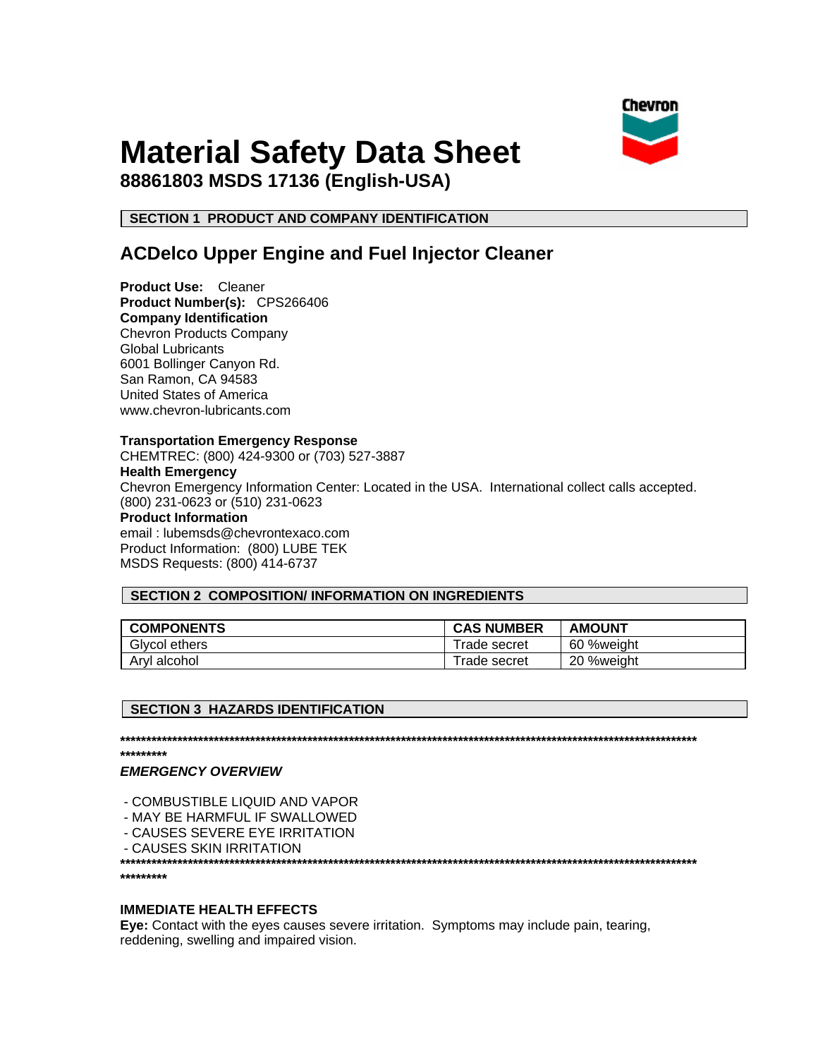# Material Safety Data Sheet

**88861803 MSDS 17136 (English-USA)**

## SECTION 1 PRODUCT AND COMPANY IDENTIFICATION

## ACDelco Upper Engine and Fuel Injector Cleaner

**Product Use:** Cleaner
**Product Number(s):** CPS266406
**Company Identification**
Chevron Products Company
Global Lubricants
6001 Bollinger Canyon Rd.
San Ramon, CA 94583
United States of America
www.chevron-lubricants.com

**Transportation Emergency Response**
CHEMTREC: (800) 424-9300 or (703) 527-3887
**Health Emergency**
Chevron Emergency Information Center: Located in the USA. International collect calls accepted.
(800) 231-0623 or (510) 231-0623
**Product Information**
email : lubemsds@chevrontexaco.com
Product Information: (800) LUBE TEK
MSDS Requests: (800) 414-6737

## SECTION 2 COMPOSITION/ INFORMATION ON INGREDIENTS

| COMPONENTS | CAS NUMBER | AMOUNT |
|---|---|---|
| Glycol ethers | Trade secret | 60 %weight |
| Aryl alcohol | Trade secret | 20 %weight |

## SECTION 3 HAZARDS IDENTIFICATION

**************************************************************************************************************************

***EMERGENCY OVERVIEW***

- COMBUSTIBLE LIQUID AND VAPOR
- MAY BE HARMFUL IF SWALLOWED
- CAUSES SEVERE EYE IRRITATION
- CAUSES SKIN IRRITATION

**************************************************************************************************************************

**IMMEDIATE HEALTH EFFECTS**

**Eye:** Contact with the eyes causes severe irritation. Symptoms may include pain, tearing, reddening, swelling and impaired vision.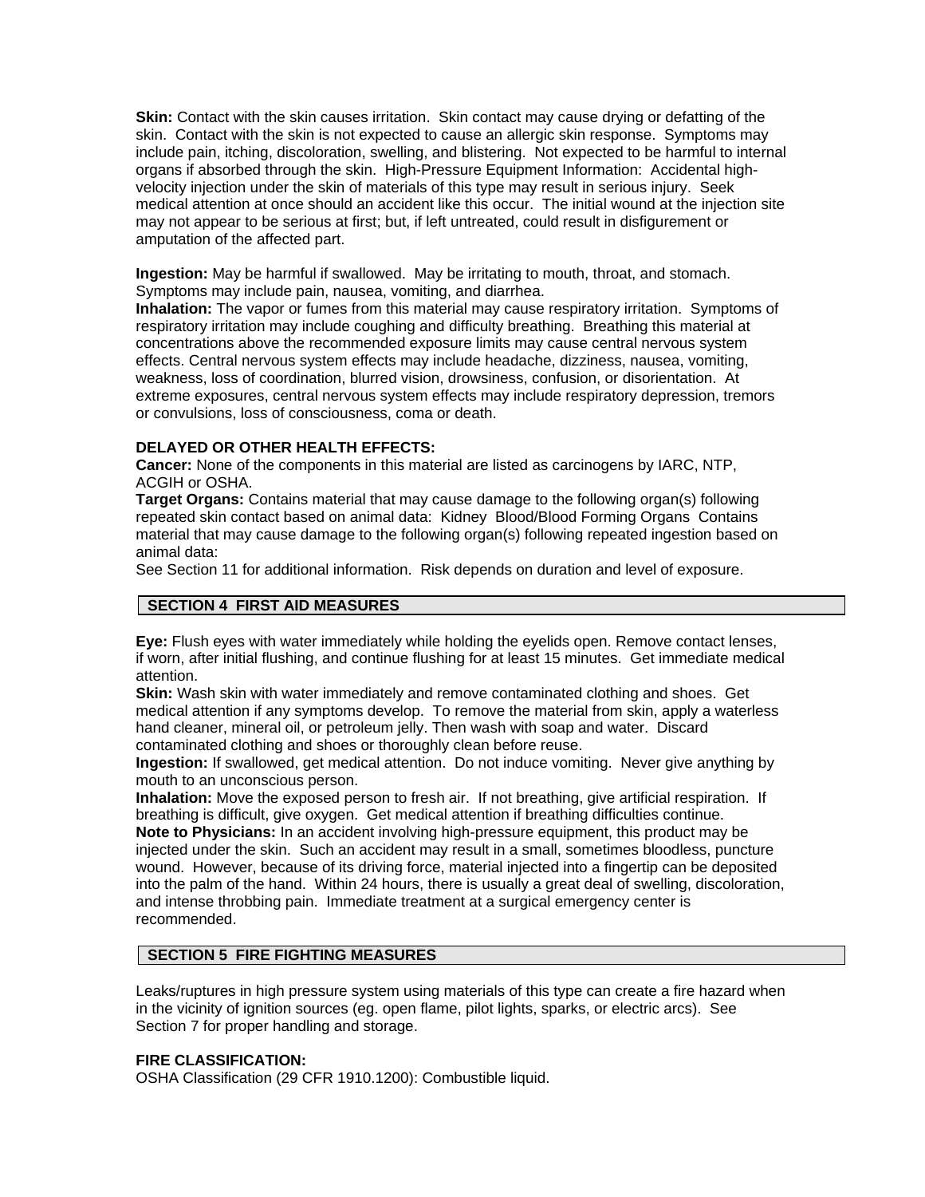**Skin:** Contact with the skin causes irritation. Skin contact may cause drying or defatting of the skin. Contact with the skin is not expected to cause an allergic skin response. Symptoms may include pain, itching, discoloration, swelling, and blistering. Not expected to be harmful to internal organs if absorbed through the skin. High-Pressure Equipment Information: Accidental high-velocity injection under the skin of materials of this type may result in serious injury. Seek medical attention at once should an accident like this occur. The initial wound at the injection site may not appear to be serious at first; but, if left untreated, could result in disfigurement or amputation of the affected part.

**Ingestion:** May be harmful if swallowed. May be irritating to mouth, throat, and stomach. Symptoms may include pain, nausea, vomiting, and diarrhea.

**Inhalation:** The vapor or fumes from this material may cause respiratory irritation. Symptoms of respiratory irritation may include coughing and difficulty breathing. Breathing this material at concentrations above the recommended exposure limits may cause central nervous system effects. Central nervous system effects may include headache, dizziness, nausea, vomiting, weakness, loss of coordination, blurred vision, drowsiness, confusion, or disorientation. At extreme exposures, central nervous system effects may include respiratory depression, tremors or convulsions, loss of consciousness, coma or death.

**DELAYED OR OTHER HEALTH EFFECTS:**

**Cancer:** None of the components in this material are listed as carcinogens by IARC, NTP, ACGIH or OSHA.

**Target Organs:** Contains material that may cause damage to the following organ(s) following repeated skin contact based on animal data: Kidney Blood/Blood Forming Organs Contains material that may cause damage to the following organ(s) following repeated ingestion based on animal data:

See Section 11 for additional information. Risk depends on duration and level of exposure.

## SECTION 4 FIRST AID MEASURES

**Eye:** Flush eyes with water immediately while holding the eyelids open. Remove contact lenses, if worn, after initial flushing, and continue flushing for at least 15 minutes. Get immediate medical attention.

**Skin:** Wash skin with water immediately and remove contaminated clothing and shoes. Get medical attention if any symptoms develop. To remove the material from skin, apply a waterless hand cleaner, mineral oil, or petroleum jelly. Then wash with soap and water. Discard contaminated clothing and shoes or thoroughly clean before reuse.

**Ingestion:** If swallowed, get medical attention. Do not induce vomiting. Never give anything by mouth to an unconscious person.

**Inhalation:** Move the exposed person to fresh air. If not breathing, give artificial respiration. If breathing is difficult, give oxygen. Get medical attention if breathing difficulties continue.

**Note to Physicians:** In an accident involving high-pressure equipment, this product may be injected under the skin. Such an accident may result in a small, sometimes bloodless, puncture wound. However, because of its driving force, material injected into a fingertip can be deposited into the palm of the hand. Within 24 hours, there is usually a great deal of swelling, discoloration, and intense throbbing pain. Immediate treatment at a surgical emergency center is recommended.

## SECTION 5 FIRE FIGHTING MEASURES

Leaks/ruptures in high pressure system using materials of this type can create a fire hazard when in the vicinity of ignition sources (eg. open flame, pilot lights, sparks, or electric arcs). See Section 7 for proper handling and storage.

**FIRE CLASSIFICATION:**

OSHA Classification (29 CFR 1910.1200): Combustible liquid.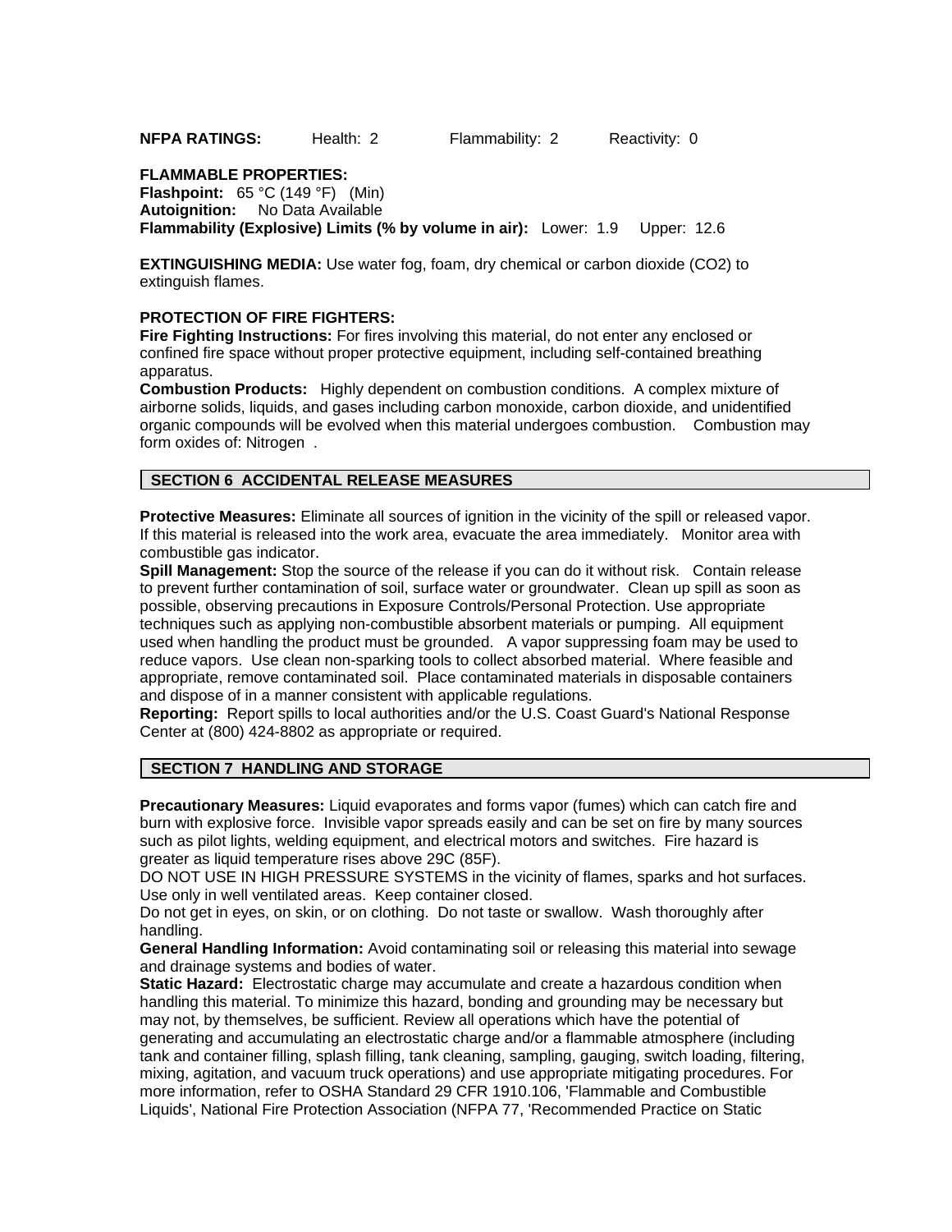**NFPA RATINGS:** Health: 2 Flammability: 2 Reactivity: 0

**FLAMMABLE PROPERTIES:**
**Flashpoint:** 65 °C (149 °F) (Min)
**Autoignition:** No Data Available
**Flammability (Explosive) Limits (% by volume in air):** Lower: 1.9 Upper: 12.6

**EXTINGUISHING MEDIA:** Use water fog, foam, dry chemical or carbon dioxide ($CO_2$) to extinguish flames.

**PROTECTION OF FIRE FIGHTERS:**
**Fire Fighting Instructions:** For fires involving this material, do not enter any enclosed or confined fire space without proper protective equipment, including self-contained breathing apparatus.
**Combustion Products:** Highly dependent on combustion conditions. A complex mixture of airborne solids, liquids, and gases including carbon monoxide, carbon dioxide, and unidentified organic compounds will be evolved when this material undergoes combustion. Combustion may form oxides of: Nitrogen .

## SECTION 6 ACCIDENTAL RELEASE MEASURES

**Protective Measures:** Eliminate all sources of ignition in the vicinity of the spill or released vapor. If this material is released into the work area, evacuate the area immediately. Monitor area with combustible gas indicator.
**Spill Management:** Stop the source of the release if you can do it without risk. Contain release to prevent further contamination of soil, surface water or groundwater. Clean up spill as soon as possible, observing precautions in Exposure Controls/Personal Protection. Use appropriate techniques such as applying non-combustible absorbent materials or pumping. All equipment used when handling the product must be grounded. A vapor suppressing foam may be used to reduce vapors. Use clean non-sparking tools to collect absorbed material. Where feasible and appropriate, remove contaminated soil. Place contaminated materials in disposable containers and dispose of in a manner consistent with applicable regulations.
**Reporting:** Report spills to local authorities and/or the U.S. Coast Guard's National Response Center at (800) 424-8802 as appropriate or required.

## SECTION 7 HANDLING AND STORAGE

**Precautionary Measures:** Liquid evaporates and forms vapor (fumes) which can catch fire and burn with explosive force. Invisible vapor spreads easily and can be set on fire by many sources such as pilot lights, welding equipment, and electrical motors and switches. Fire hazard is greater as liquid temperature rises above 29C (85F).
DO NOT USE IN HIGH PRESSURE SYSTEMS in the vicinity of flames, sparks and hot surfaces. Use only in well ventilated areas. Keep container closed.
Do not get in eyes, on skin, or on clothing. Do not taste or swallow. Wash thoroughly after handling.
**General Handling Information:** Avoid contaminating soil or releasing this material into sewage and drainage systems and bodies of water.
**Static Hazard:** Electrostatic charge may accumulate and create a hazardous condition when handling this material. To minimize this hazard, bonding and grounding may be necessary but may not, by themselves, be sufficient. Review all operations which have the potential of generating and accumulating an electrostatic charge and/or a flammable atmosphere (including tank and container filling, splash filling, tank cleaning, sampling, gauging, switch loading, filtering, mixing, agitation, and vacuum truck operations) and use appropriate mitigating procedures. For more information, refer to OSHA Standard 29 CFR 1910.106, 'Flammable and Combustible Liquids', National Fire Protection Association (NFPA 77, 'Recommended Practice on Static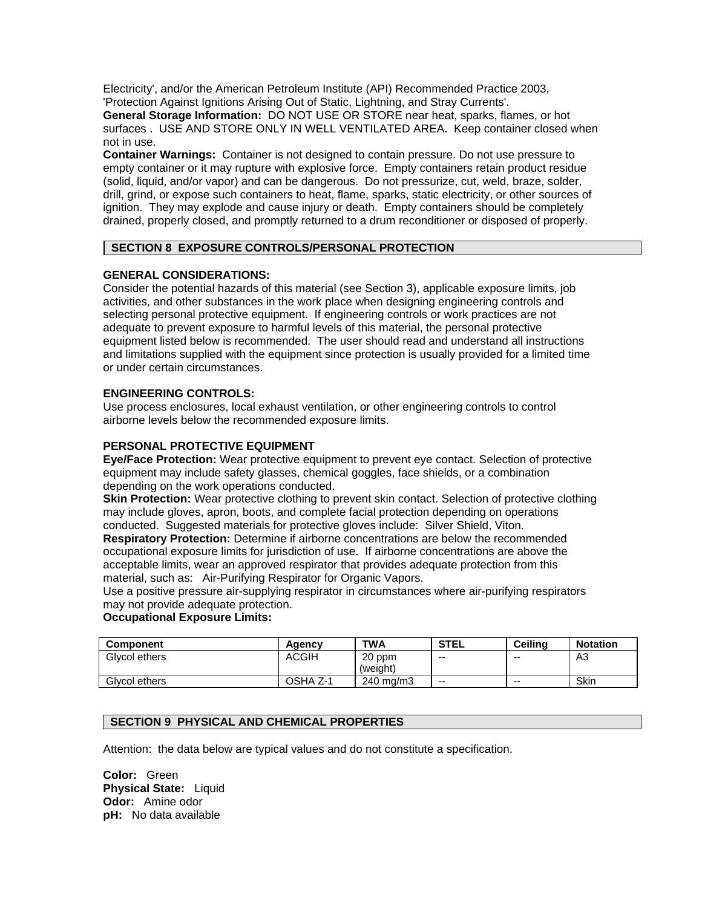Electricity', and/or the American Petroleum Institute (API) Recommended Practice 2003, 'Protection Against Ignitions Arising Out of Static, Lightning, and Stray Currents'.

**General Storage Information:** DO NOT USE OR STORE near heat, sparks, flames, or hot surfaces . USE AND STORE ONLY IN WELL VENTILATED AREA. Keep container closed when not in use.

**Container Warnings:** Container is not designed to contain pressure. Do not use pressure to empty container or it may rupture with explosive force. Empty containers retain product residue (solid, liquid, and/or vapor) and can be dangerous. Do not pressurize, cut, weld, braze, solder, drill, grind, or expose such containers to heat, flame, sparks, static electricity, or other sources of ignition. They may explode and cause injury or death. Empty containers should be completely drained, properly closed, and promptly returned to a drum reconditioner or disposed of properly.

## SECTION 8 EXPOSURE CONTROLS/PERSONAL PROTECTION

**GENERAL CONSIDERATIONS:**

Consider the potential hazards of this material (see Section 3), applicable exposure limits, job activities, and other substances in the work place when designing engineering controls and selecting personal protective equipment. If engineering controls or work practices are not adequate to prevent exposure to harmful levels of this material, the personal protective equipment listed below is recommended. The user should read and understand all instructions and limitations supplied with the equipment since protection is usually provided for a limited time or under certain circumstances.

**ENGINEERING CONTROLS:**

Use process enclosures, local exhaust ventilation, or other engineering controls to control airborne levels below the recommended exposure limits.

**PERSONAL PROTECTIVE EQUIPMENT**

**Eye/Face Protection:** Wear protective equipment to prevent eye contact. Selection of protective equipment may include safety glasses, chemical goggles, face shields, or a combination depending on the work operations conducted.

**Skin Protection:** Wear protective clothing to prevent skin contact. Selection of protective clothing may include gloves, apron, boots, and complete facial protection depending on operations conducted. Suggested materials for protective gloves include: Silver Shield, Viton.

**Respiratory Protection:** Determine if airborne concentrations are below the recommended occupational exposure limits for jurisdiction of use. If airborne concentrations are above the acceptable limits, wear an approved respirator that provides adequate protection from this material, such as: Air-Purifying Respirator for Organic Vapors.

Use a positive pressure air-supplying respirator in circumstances where air-purifying respirators may not provide adequate protection.

**Occupational Exposure Limits:**

| Component | Agency | TWA | STEL | Ceiling | Notation |
|---|---|---|---|---|---|
| Glycol ethers | ACGIH | 20 ppm (weight) | -- | -- | A3 |
| Glycol ethers | OSHA Z-1 | 240 mg/m3 | -- | -- | Skin |

## SECTION 9 PHYSICAL AND CHEMICAL PROPERTIES

Attention: the data below are typical values and do not constitute a specification.

**Color:** Green
**Physical State:** Liquid
**Odor:** Amine odor
**pH:** No data available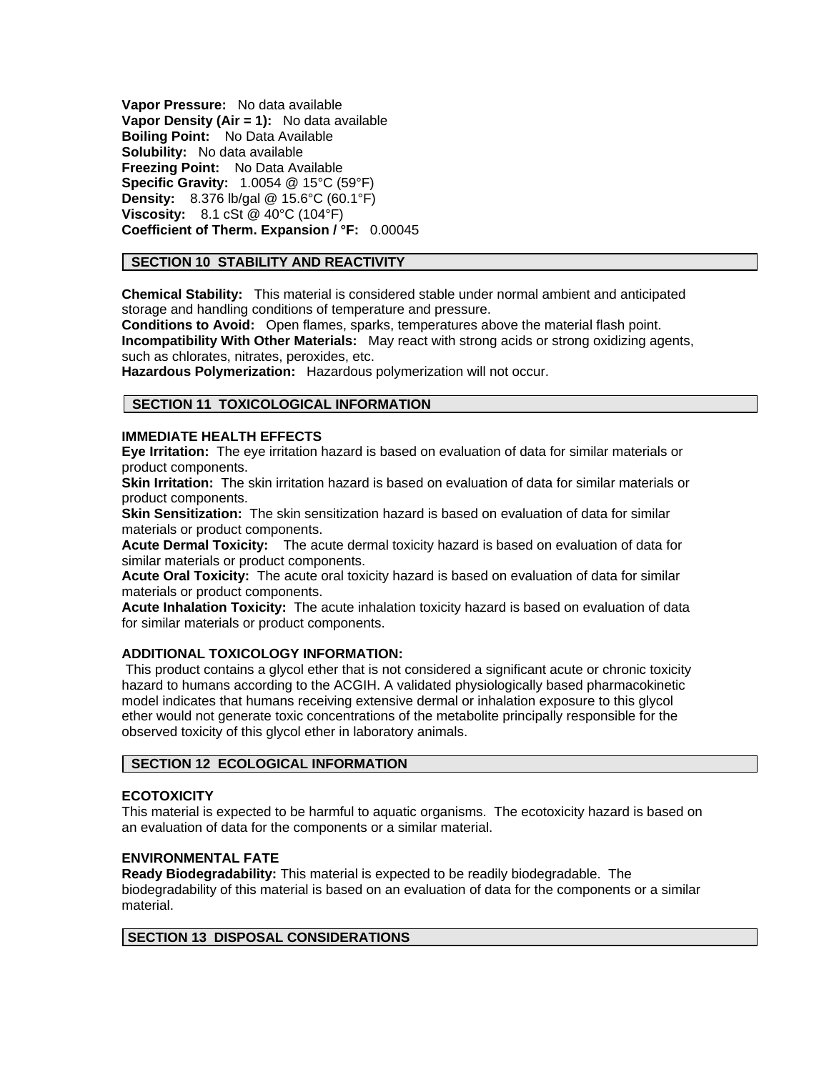**Vapor Pressure:** No data available
**Vapor Density (Air = 1):** No data available
**Boiling Point:** No Data Available
**Solubility:** No data available
**Freezing Point:** No Data Available
**Specific Gravity:** 1.0054 @ 15°C (59°F)
**Density:** 8.376 lb/gal @ 15.6°C (60.1°F)
**Viscosity:** 8.1 cSt @ 40°C (104°F)
**Coefficient of Therm. Expansion / °F:** 0.00045

## SECTION 10 STABILITY AND REACTIVITY

**Chemical Stability:** This material is considered stable under normal ambient and anticipated storage and handling conditions of temperature and pressure.
**Conditions to Avoid:** Open flames, sparks, temperatures above the material flash point.
**Incompatibility With Other Materials:** May react with strong acids or strong oxidizing agents, such as chlorates, nitrates, peroxides, etc.
**Hazardous Polymerization:** Hazardous polymerization will not occur.

## SECTION 11 TOXICOLOGICAL INFORMATION

**IMMEDIATE HEALTH EFFECTS**
**Eye Irritation:** The eye irritation hazard is based on evaluation of data for similar materials or product components.
**Skin Irritation:** The skin irritation hazard is based on evaluation of data for similar materials or product components.
**Skin Sensitization:** The skin sensitization hazard is based on evaluation of data for similar materials or product components.
**Acute Dermal Toxicity:** The acute dermal toxicity hazard is based on evaluation of data for similar materials or product components.
**Acute Oral Toxicity:** The acute oral toxicity hazard is based on evaluation of data for similar materials or product components.
**Acute Inhalation Toxicity:** The acute inhalation toxicity hazard is based on evaluation of data for similar materials or product components.

**ADDITIONAL TOXICOLOGY INFORMATION:**
This product contains a glycol ether that is not considered a significant acute or chronic toxicity hazard to humans according to the ACGIH. A validated physiologically based pharmacokinetic model indicates that humans receiving extensive dermal or inhalation exposure to this glycol ether would not generate toxic concentrations of the metabolite principally responsible for the observed toxicity of this glycol ether in laboratory animals.

## SECTION 12 ECOLOGICAL INFORMATION

**ECOTOXICITY**
This material is expected to be harmful to aquatic organisms. The ecotoxicity hazard is based on an evaluation of data for the components or a similar material.

**ENVIRONMENTAL FATE**
**Ready Biodegradability:** This material is expected to be readily biodegradable. The biodegradability of this material is based on an evaluation of data for the components or a similar material.

## SECTION 13 DISPOSAL CONSIDERATIONS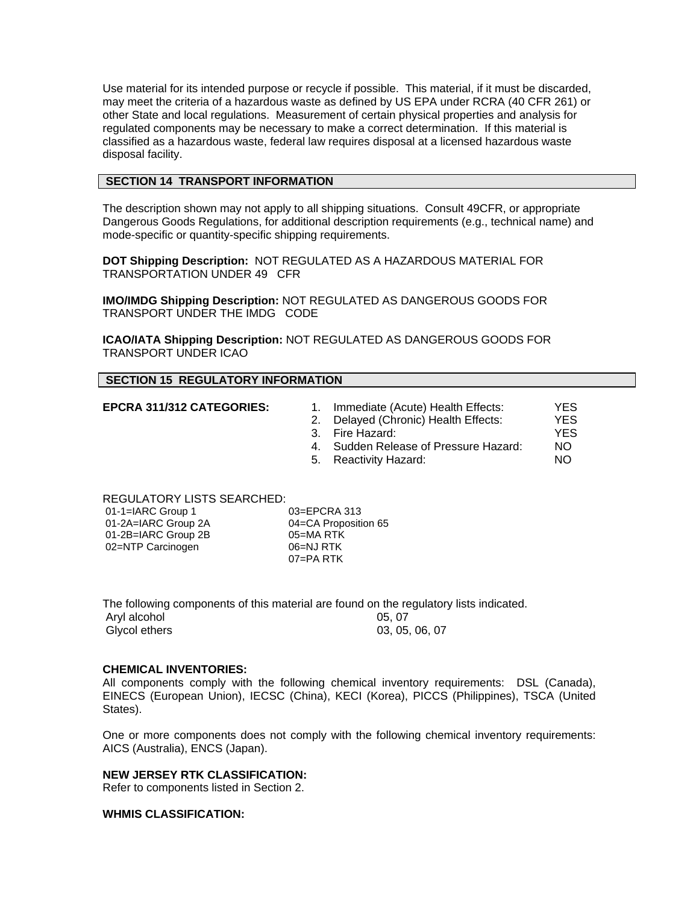Use material for its intended purpose or recycle if possible. This material, if it must be discarded, may meet the criteria of a hazardous waste as defined by US EPA under RCRA (40 CFR 261) or other State and local regulations. Measurement of certain physical properties and analysis for regulated components may be necessary to make a correct determination. If this material is classified as a hazardous waste, federal law requires disposal at a licensed hazardous waste disposal facility.

## SECTION 14 TRANSPORT INFORMATION

The description shown may not apply to all shipping situations. Consult 49CFR, or appropriate Dangerous Goods Regulations, for additional description requirements (e.g., technical name) and mode-specific or quantity-specific shipping requirements.

**DOT Shipping Description:** NOT REGULATED AS A HAZARDOUS MATERIAL FOR TRANSPORTATION UNDER 49 CFR

**IMO/IMDG Shipping Description:** NOT REGULATED AS DANGEROUS GOODS FOR TRANSPORT UNDER THE IMDG CODE

**ICAO/IATA Shipping Description:** NOT REGULATED AS DANGEROUS GOODS FOR TRANSPORT UNDER ICAO

## SECTION 15 REGULATORY INFORMATION

**EPCRA 311/312 CATEGORIES:**

| | | |
|---|---|---|
| 1. | Immediate (Acute) Health Effects: | YES |
| 2. | Delayed (Chronic) Health Effects: | YES |
| 3. | Fire Hazard: | YES |
| 4. | Sudden Release of Pressure Hazard: | NO |
| 5. | Reactivity Hazard: | NO |

REGULATORY LISTS SEARCHED:

| | |
|---|---|
| 01-1=IARC Group 1 | 03=EPCRA 313 |
| 01-2A=IARC Group 2A | 04=CA Proposition 65 |
| 01-2B=IARC Group 2B | 05=MA RTK |
| 02=NTP Carcinogen | 06=NJ RTK |
| | 07=PA RTK |

The following components of this material are found on the regulatory lists indicated.

| | |
|---|---|
| Aryl alcohol | 05, 07 |
| Glycol ethers | 03, 05, 06, 07 |

**CHEMICAL INVENTORIES:**

All components comply with the following chemical inventory requirements: DSL (Canada), EINECS (European Union), IECSC (China), KECI (Korea), PICCS (Philippines), TSCA (United States).

One or more components does not comply with the following chemical inventory requirements: AICS (Australia), ENCS (Japan).

**NEW JERSEY RTK CLASSIFICATION:**

Refer to components listed in Section 2.

**WHMIS CLASSIFICATION:**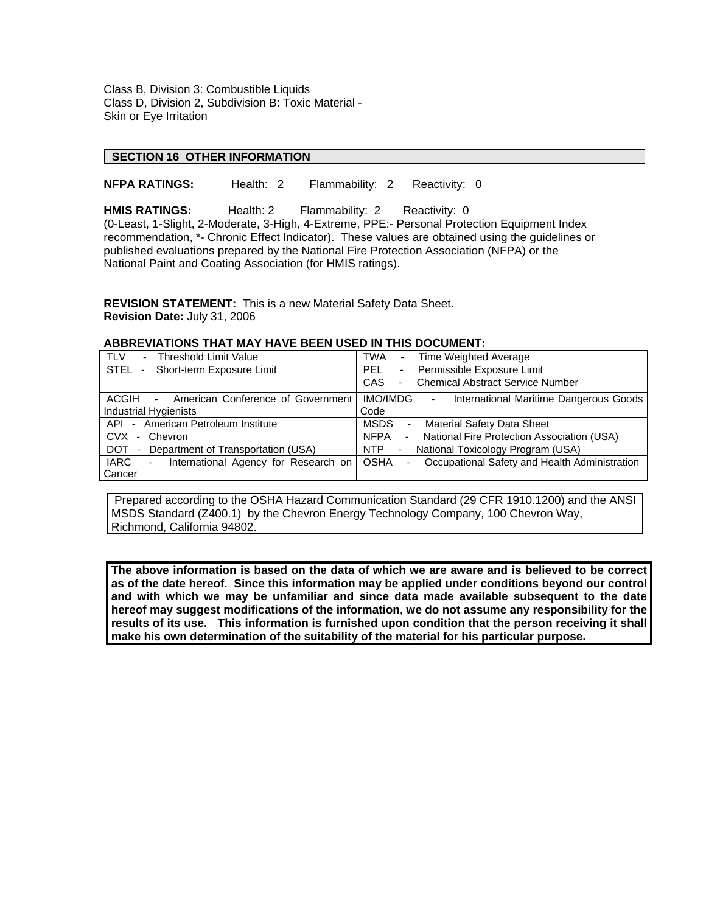Class B, Division 3: Combustible Liquids
Class D, Division 2, Subdivision B: Toxic Material -
Skin or Eye Irritation

## SECTION 16 OTHER INFORMATION

**NFPA RATINGS:** Health: 2 Flammability: 2 Reactivity: 0

**HMIS RATINGS:** Health: 2 Flammability: 2 Reactivity: 0
(0-Least, 1-Slight, 2-Moderate, 3-High, 4-Extreme, PPE:- Personal Protection Equipment Index recommendation, *- Chronic Effect Indicator). These values are obtained using the guidelines or published evaluations prepared by the National Fire Protection Association (NFPA) or the National Paint and Coating Association (for HMIS ratings).

**REVISION STATEMENT:** This is a new Material Safety Data Sheet.
**Revision Date:** July 31, 2006

**ABBREVIATIONS THAT MAY HAVE BEEN USED IN THIS DOCUMENT:**

| | |
|---|---|
| TLV - Threshold Limit Value | TWA - Time Weighted Average |
| STEL - Short-term Exposure Limit | PEL - Permissible Exposure Limit |
| | CAS - Chemical Abstract Service Number |
| ACGIH - American Conference of Government Industrial Hygienists | IMO/IMDG - International Maritime Dangerous Goods Code |
| API - American Petroleum Institute | MSDS - Material Safety Data Sheet |
| CVX - Chevron | NFPA - National Fire Protection Association (USA) |
| DOT - Department of Transportation (USA) | NTP - National Toxicology Program (USA) |
| IARC - International Agency for Research on Cancer | OSHA - Occupational Safety and Health Administration |

Prepared according to the OSHA Hazard Communication Standard (29 CFR 1910.1200) and the ANSI MSDS Standard (Z400.1) by the Chevron Energy Technology Company, 100 Chevron Way, Richmond, California 94802.

**The above information is based on the data of which we are aware and is believed to be correct as of the date hereof. Since this information may be applied under conditions beyond our control and with which we may be unfamiliar and since data made available subsequent to the date hereof may suggest modifications of the information, we do not assume any responsibility for the results of its use. This information is furnished upon condition that the person receiving it shall make his own determination of the suitability of the material for his particular purpose.**